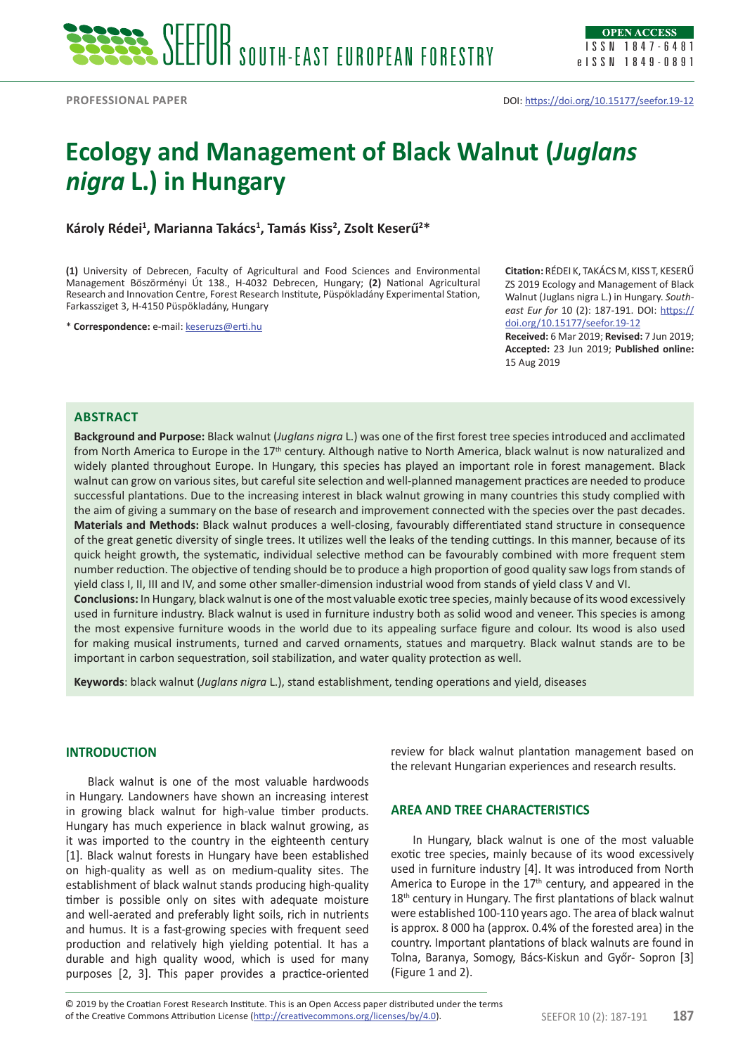PROFESSIONAL PAPER

DOI: https://doi.org/10.15177/seefor.19-12

# Ecology and Management of Black Walnut (*Juglans nigra* L.) in Hungary

**Károly Rédei[1], Marianna Takács[1], Tamás Kiss[2], Zsolt Keserű[2]***

**(1)** University of Debrecen, Faculty of Agricultural and Food Sciences and Environmental Management Böszörményi Út 138., H-4032 Debrecen, Hungary; **(2)** National Agricultural Research and Innovation Centre, Forest Research Institute, Püspökladány Experimental Station, Farkassziget 3, H-4150 Püspökladány, Hungary

\* **Correspondence:** e-mail: keseruzs@erti.hu

**Citation:** RÉDEI K, TAKÁCS M, KISS T, KESERŰ ZS 2019 Ecology and Management of Black Walnut (Juglans nigra L.) in Hungary. *South-east Eur for* 10 (2): 187-191. DOI: https://doi.org/10.15177/seefor.19-12

**Received:** 6 Mar 2019; **Revised:** 7 Jun 2019; **Accepted:** 23 Jun 2019; **Published online:** 15 Aug 2019

## ABSTRACT

**Background and Purpose:** Black walnut (*Juglans nigra* L.) was one of the first forest tree species introduced and acclimated from North America to Europe in the 17th century. Although native to North America, black walnut is now naturalized and widely planted throughout Europe. In Hungary, this species has played an important role in forest management. Black walnut can grow on various sites, but careful site selection and well-planned management practices are needed to produce successful plantations. Due to the increasing interest in black walnut growing in many countries this study complied with the aim of giving a summary on the base of research and improvement connected with the species over the past decades.

**Materials and Methods:** Black walnut produces a well-closing, favourably differentiated stand structure in consequence of the great genetic diversity of single trees. It utilizes well the leaks of the tending cuttings. In this manner, because of its quick height growth, the systematic, individual selective method can be favourably combined with more frequent stem number reduction. The objective of tending should be to produce a high proportion of good quality saw logs from stands of yield class I, II, III and IV, and some other smaller-dimension industrial wood from stands of yield class V and VI.

**Conclusions:** In Hungary, black walnut is one of the most valuable exotic tree species, mainly because of its wood excessively used in furniture industry. Black walnut is used in furniture industry both as solid wood and veneer. This species is among the most expensive furniture woods in the world due to its appealing surface figure and colour. Its wood is also used for making musical instruments, turned and carved ornaments, statues and marquetry. Black walnut stands are to be important in carbon sequestration, soil stabilization, and water quality protection as well.

**Keywords**: black walnut (*Juglans nigra* L.), stand establishment, tending operations and yield, diseases

## INTRODUCTION

Black walnut is one of the most valuable hardwoods in Hungary. Landowners have shown an increasing interest in growing black walnut for high-value timber products. Hungary has much experience in black walnut growing, as it was imported to the country in the eighteenth century [1]. Black walnut forests in Hungary have been established on high-quality as well as on medium-quality sites. The establishment of black walnut stands producing high-quality timber is possible only on sites with adequate moisture and well-aerated and preferably light soils, rich in nutrients and humus. It is a fast-growing species with frequent seed production and relatively high yielding potential. It has a durable and high quality wood, which is used for many purposes [2, 3]. This paper provides a practice-oriented review for black walnut plantation management based on the relevant Hungarian experiences and research results.

## AREA AND TREE CHARACTERISTICS

In Hungary, black walnut is one of the most valuable exotic tree species, mainly because of its wood excessively used in furniture industry [4]. It was introduced from North America to Europe in the 17th century, and appeared in the 18th century in Hungary. The first plantations of black walnut were established 100-110 years ago. The area of black walnut is approx. 8 000 ha (approx. 0.4% of the forested area) in the country. Important plantations of black walnuts are found in Tolna, Baranya, Somogy, Bács-Kiskun and Győr- Sopron [3] (Figure 1 and 2).

© 2019 by the Croatian Forest Research Institute. This is an Open Access paper distributed under the terms of the Creative Commons Attribution License (http://creativecommons.org/licenses/by/4.0).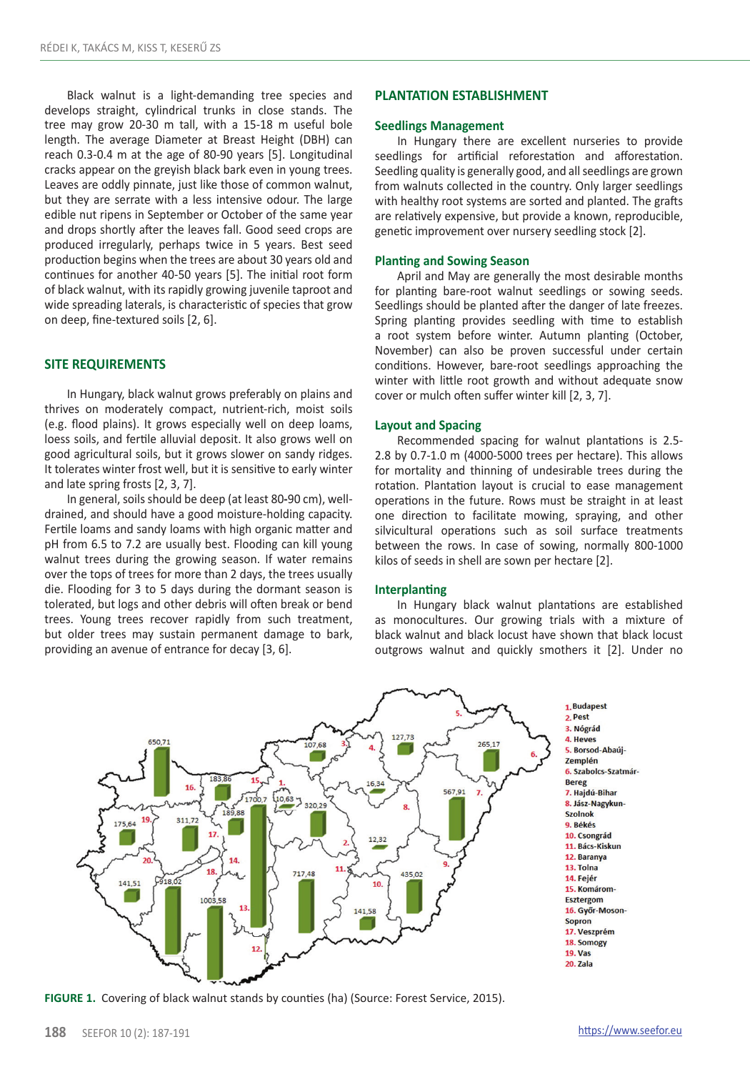Black walnut is a light-demanding tree species and develops straight, cylindrical trunks in close stands. The tree may grow 20-30 m tall, with a 15-18 m useful bole length. The average Diameter at Breast Height (DBH) can reach 0.3-0.4 m at the age of 80-90 years [5]. Longitudinal cracks appear on the greyish black bark even in young trees. Leaves are oddly pinnate, just like those of common walnut, but they are serrate with a less intensive odour. The large edible nut ripens in September or October of the same year and drops shortly after the leaves fall. Good seed crops are produced irregularly, perhaps twice in 5 years. Best seed production begins when the trees are about 30 years old and continues for another 40-50 years [5]. The initial root form of black walnut, with its rapidly growing juvenile taproot and wide spreading laterals, is characteristic of species that grow on deep, fine-textured soils [2, 6].

## SITE REQUIREMENTS

In Hungary, black walnut grows preferably on plains and thrives on moderately compact, nutrient-rich, moist soils (e.g. flood plains). It grows especially well on deep loams, loess soils, and fertile alluvial deposit. It also grows well on good agricultural soils, but it grows slower on sandy ridges. It tolerates winter frost well, but it is sensitive to early winter and late spring frosts [2, 3, 7].

In general, soils should be deep (at least 80-90 cm), well-drained, and should have a good moisture-holding capacity. Fertile loams and sandy loams with high organic matter and pH from 6.5 to 7.2 are usually best. Flooding can kill young walnut trees during the growing season. If water remains over the tops of trees for more than 2 days, the trees usually die. Flooding for 3 to 5 days during the dormant season is tolerated, but logs and other debris will often break or bend trees. Young trees recover rapidly from such treatment, but older trees may sustain permanent damage to bark, providing an avenue of entrance for decay [3, 6].

## PLANTATION ESTABLISHMENT

### Seedlings Management

In Hungary there are excellent nurseries to provide seedlings for artificial reforestation and afforestation. Seedling quality is generally good, and all seedlings are grown from walnuts collected in the country. Only larger seedlings with healthy root systems are sorted and planted. The grafts are relatively expensive, but provide a known, reproducible, genetic improvement over nursery seedling stock [2].

### Planting and Sowing Season

April and May are generally the most desirable months for planting bare-root walnut seedlings or sowing seeds. Seedlings should be planted after the danger of late freezes. Spring planting provides seedling with time to establish a root system before winter. Autumn planting (October, November) can also be proven successful under certain conditions. However, bare-root seedlings approaching the winter with little root growth and without adequate snow cover or mulch often suffer winter kill [2, 3, 7].

### Layout and Spacing

Recommended spacing for walnut plantations is 2.5-2.8 by 0.7-1.0 m (4000-5000 trees per hectare). This allows for mortality and thinning of undesirable trees during the rotation. Plantation layout is crucial to ease management operations in the future. Rows must be straight in at least one direction to facilitate mowing, spraying, and other silvicultural operations such as soil surface treatments between the rows. In case of sowing, normally 800-1000 kilos of seeds in shell are sown per hectare [2].

### Interplanting

In Hungary black walnut plantations are established as monocultures. Our growing trials with a mixture of black walnut and black locust have shown that black locust outgrows walnut and quickly smothers it [2]. Under no

**FIGURE 1.** Covering of black walnut stands by counties (ha) (Source: Forest Service, 2015).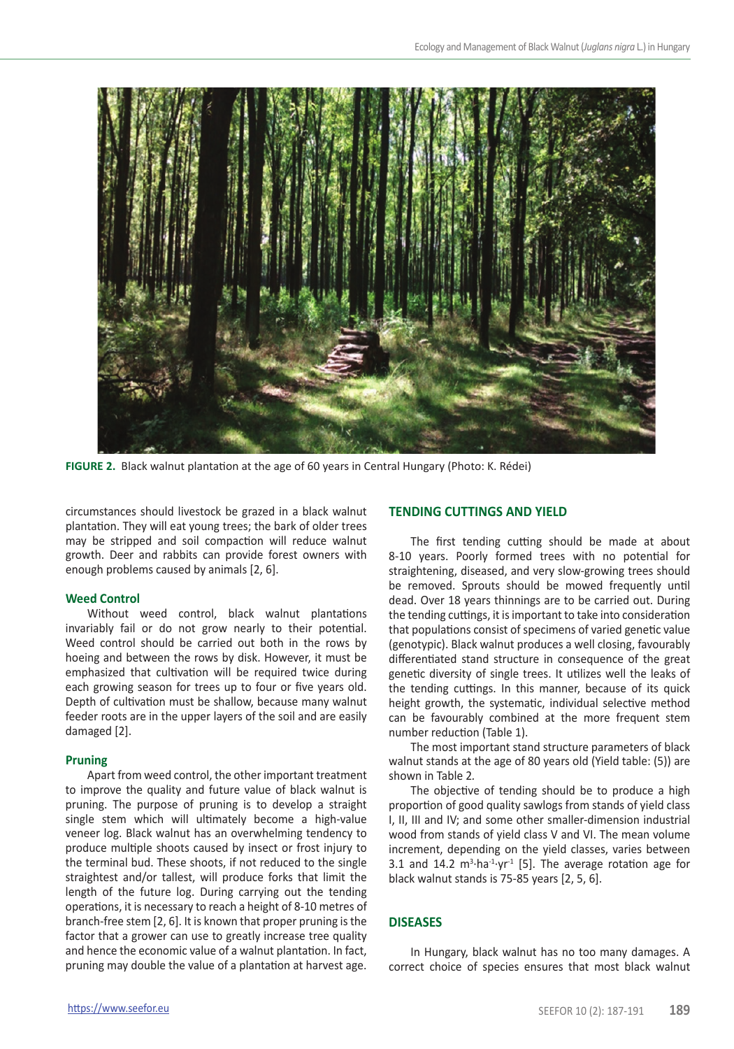FIGURE 2. Black walnut plantation at the age of 60 years in Central Hungary (Photo: K. Rédei)

circumstances should livestock be grazed in a black walnut plantation. They will eat young trees; the bark of older trees may be stripped and soil compaction will reduce walnut growth. Deer and rabbits can provide forest owners with enough problems caused by animals [2, 6].

### Weed Control

Without weed control, black walnut plantations invariably fail or do not grow nearly to their potential. Weed control should be carried out both in the rows by hoeing and between the rows by disk. However, it must be emphasized that cultivation will be required twice during each growing season for trees up to four or five years old. Depth of cultivation must be shallow, because many walnut feeder roots are in the upper layers of the soil and are easily damaged [2].

### Pruning

Apart from weed control, the other important treatment to improve the quality and future value of black walnut is pruning. The purpose of pruning is to develop a straight single stem which will ultimately become a high-value veneer log. Black walnut has an overwhelming tendency to produce multiple shoots caused by insect or frost injury to the terminal bud. These shoots, if not reduced to the single straightest and/or tallest, will produce forks that limit the length of the future log. During carrying out the tending operations, it is necessary to reach a height of 8-10 metres of branch-free stem [2, 6]. It is known that proper pruning is the factor that a grower can use to greatly increase tree quality and hence the economic value of a walnut plantation. In fact, pruning may double the value of a plantation at harvest age.

## TENDING CUTTINGS AND YIELD

The first tending cutting should be made at about 8-10 years. Poorly formed trees with no potential for straightening, diseased, and very slow-growing trees should be removed. Sprouts should be mowed frequently until dead. Over 18 years thinnings are to be carried out. During the tending cuttings, it is important to take into consideration that populations consist of specimens of varied genetic value (genotypic). Black walnut produces a well closing, favourably differentiated stand structure in consequence of the great genetic diversity of single trees. It utilizes well the leaks of the tending cuttings. In this manner, because of its quick height growth, the systematic, individual selective method can be favourably combined at the more frequent stem number reduction (Table 1).

The most important stand structure parameters of black walnut stands at the age of 80 years old (Yield table: (5)) are shown in Table 2.

The objective of tending should be to produce a high proportion of good quality sawlogs from stands of yield class I, II, III and IV; and some other smaller-dimension industrial wood from stands of yield class V and VI. The mean volume increment, depending on the yield classes, varies between 3.1 and 14.2 $m^3 \cdot ha^{-1} \cdot yr^{-1}$ [5]. The average rotation age for black walnut stands is 75-85 years [2, 5, 6].

## DISEASES

In Hungary, black walnut has no too many damages. A correct choice of species ensures that most black walnut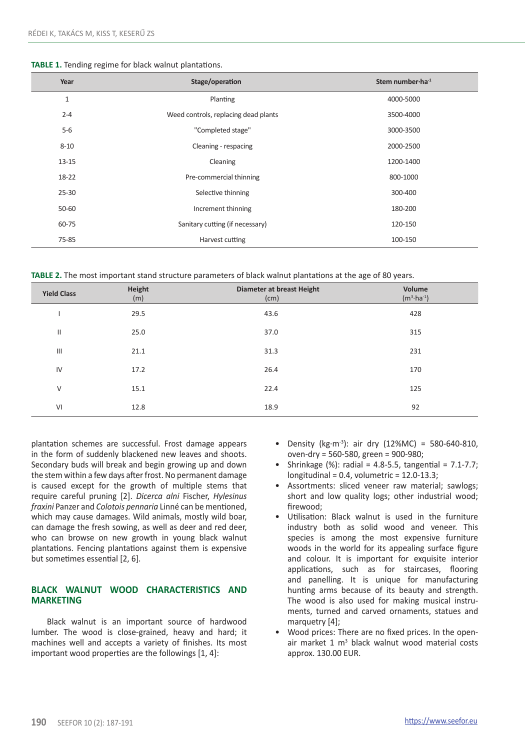**TABLE 1.** Tending regime for black walnut plantations.

| Year | Stage/operation | Stem number·ha$^{-1}$ |
|---|---|---|
| 1 | Planting | 4000-5000 |
| 2-4 | Weed controls, replacing dead plants | 3500-4000 |
| 5-6 | "Completed stage" | 3000-3500 |
| 8-10 | Cleaning - respacing | 2000-2500 |
| 13-15 | Cleaning | 1200-1400 |
| 18-22 | Pre-commercial thinning | 800-1000 |
| 25-30 | Selective thinning | 300-400 |
| 50-60 | Increment thinning | 180-200 |
| 60-75 | Sanitary cutting (if necessary) | 120-150 |
| 75-85 | Harvest cutting | 100-150 |

**TABLE 2.** The most important stand structure parameters of black walnut plantations at the age of 80 years.

| Yield Class | Height (m) | Diameter at breast Height (cm) | Volume (m$^3$·ha$^{-1}$) |
|---|---|---|---|
| I | 29.5 | 43.6 | 428 |
| II | 25.0 | 37.0 | 315 |
| III | 21.1 | 31.3 | 231 |
| IV | 17.2 | 26.4 | 170 |
| V | 15.1 | 22.4 | 125 |
| VI | 12.8 | 18.9 | 92 |

plantation schemes are successful. Frost damage appears in the form of suddenly blackened new leaves and shoots. Secondary buds will break and begin growing up and down the stem within a few days after frost. No permanent damage is caused except for the growth of multiple stems that require careful pruning [2]. *Dicerca alni* Fischer, *Hylesinus fraxini* Panzer and *Colotois pennaria* Linné can be mentioned, which may cause damages. Wild animals, mostly wild boar, can damage the fresh sowing, as well as deer and red deer, who can browse on new growth in young black walnut plantations. Fencing plantations against them is expensive but sometimes essential [2, 6].

## BLACK WALNUT WOOD CHARACTERISTICS AND MARKETING

Black walnut is an important source of hardwood lumber. The wood is close-grained, heavy and hard; it machines well and accepts a variety of finishes. Its most important wood properties are the followings [1, 4]:

- Density (kg·m$^{-3}$): air dry (12%MC) = 580-640-810, oven-dry = 560-580, green = 900-980;
- Shrinkage (%): radial = 4.8-5.5, tangential = 7.1-7.7; longitudinal = 0.4, volumetric = 12.0-13.3;
- Assortments: sliced veneer raw material; sawlogs; short and low quality logs; other industrial wood; firewood;
- Utilisation: Black walnut is used in the furniture industry both as solid wood and veneer. This species is among the most expensive furniture woods in the world for its appealing surface figure and colour. It is important for exquisite interior applications, such as for staircases, flooring and panelling. It is unique for manufacturing hunting arms because of its beauty and strength. The wood is also used for making musical instruments, turned and carved ornaments, statues and marquetry [4];
- Wood prices: There are no fixed prices. In the open-air market 1 m$^3$ black walnut wood material costs approx. 130.00 EUR.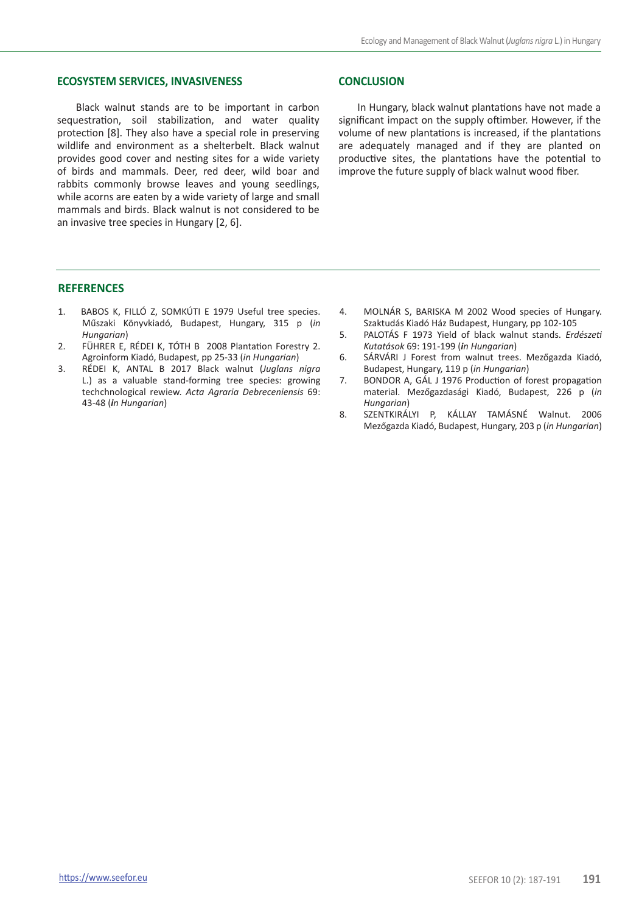## ECOSYSTEM SERVICES, INVASIVENESS

Black walnut stands are to be important in carbon sequestration, soil stabilization, and water quality protection [8]. They also have a special role in preserving wildlife and environment as a shelterbelt. Black walnut provides good cover and nesting sites for a wide variety of birds and mammals. Deer, red deer, wild boar and rabbits commonly browse leaves and young seedlings, while acorns are eaten by a wide variety of large and small mammals and birds. Black walnut is not considered to be an invasive tree species in Hungary [2, 6].

## CONCLUSION

In Hungary, black walnut plantations have not made a significant impact on the supply oftimber. However, if the volume of new plantations is increased, if the plantations are adequately managed and if they are planted on productive sites, the plantations have the potential to improve the future supply of black walnut wood fiber.

## REFERENCES

1. BABOS K, FILLÓ Z, SOMKÚTI E 1979 Useful tree species. Műszaki Könyvkiadó, Budapest, Hungary, 315 p (*in Hungarian*)
2. FÜHRER E, RÉDEI K, TÓTH B 2008 Plantation Forestry 2. Agroinform Kiadó, Budapest, pp 25-33 (*in Hungarian*)
3. RÉDEI K, ANTAL B 2017 Black walnut (*Juglans nigra* L.) as a valuable stand-forming tree species: growing techchnological rewiew. *Acta Agraria Debreceniensis* 69: 43-48 (***in** Hungarian*)
4. MOLNÁR S, BARISKA M 2002 Wood species of Hungary. Szaktudás Kiadó Ház Budapest, Hungary, pp 102-105
5. PALOTÁS F 1973 Yield of black walnut stands. *Erdészeti Kutatások* 69: 191-199 (***in** Hungarian*)
6. SÁRVÁRI J Forest from walnut trees. Mezőgazda Kiadó, Budapest, Hungary, 119 p (*in Hungarian*)
7. BONDOR A, GÁL J 1976 Production of forest propagation material. Mezőgazdasági Kiadó, Budapest, 226 p (*in Hungarian*)
8. SZENTKIRÁLYI P, KÁLLAY TAMÁSNÉ Walnut. 2006 Mezőgazda Kiadó, Budapest, Hungary, 203 p (*in Hungarian*)